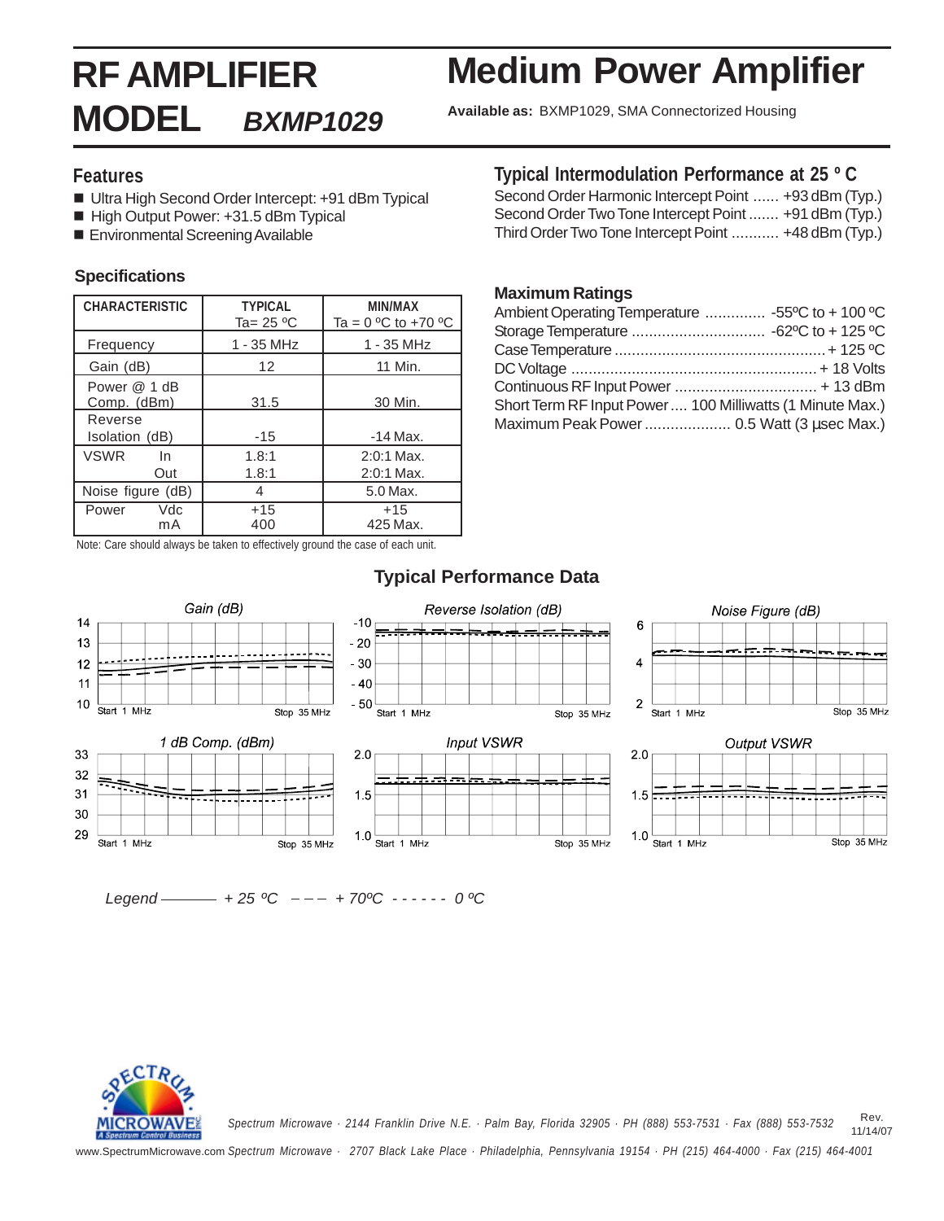# RF AMPLIFIER MODEL *BXMP1029*

# Medium Power Amplifier

**Available as:** BXMP1029, SMA Connectorized Housing

## Features

- Ultra High Second Order Intercept: +91 dBm Typical
- High Output Power: +31.5 dBm Typical
- Environmental Screening Available

## Specifications

| CHARACTERISTIC | TYPICAL Ta= 25 ºC | MIN/MAX Ta = 0 ºC to +70 ºC |
|---|---|---|
| Frequency | 1 - 35 MHz | 1 - 35 MHz |
| Gain (dB) | 12 | 11 Min. |
| Power @ 1 dB Comp. (dBm) | 31.5 | 30 Min. |
| Reverse Isolation (dB) | -15 | -14 Max. |
| VSWR In | 1.8:1 | 2:0:1 Max. |
| VSWR Out | 1.8:1 | 2:0:1 Max. |
| Noise figure (dB) | 4 | 5.0 Max. |
| Power Vdc | +15 | +15 |
| Power mA | 400 | 425 Max. |

Note: Care should always be taken to effectively ground the case of each unit.

## Typical Intermodulation Performance at 25 º C

Second Order Harmonic Intercept Point ...... +93 dBm (Typ.)
Second Order Two Tone Intercept Point ....... +91 dBm (Typ.)
Third Order Two Tone Intercept Point ........... +48 dBm (Typ.)

## Maximum Ratings

Ambient Operating Temperature .............. -55ºC to + 100 ºC
Storage Temperature .............................. -62ºC to + 125 ºC
Case Temperature ................................................ + 125 ºC
DC Voltage ......................................................... + 18 Volts
Continuous RF Input Power ................................ + 13 dBm
Short Term RF Input Power .... 100 Milliwatts (1 Minute Max.)
Maximum Peak Power .................... 0.5 Watt (3 µsec Max.)

## Typical Performance Data

Gain (dB) — Start 1 MHz, Stop 35 MHz

Reverse Isolation (dB) — Start 1 MHz, Stop 35 MHz

Noise Figure (dB) — Start 1 MHz, Stop 35 MHz

1 dB Comp. (dBm) — Start 1 MHz, Stop 35 MHz

Input VSWR — Start 1 MHz, Stop 35 MHz

Output VSWR — Start 1 MHz, Stop 35 MHz

*Legend* ——— + 25 ºC — — — + 70ºC - - - - - - 0 ºC

Spectrum Microwave · 2144 Franklin Drive N.E. · Palm Bay, Florida 32905 · PH (888) 553-7531 · Fax (888) 553-7532 Rev. 11/14/07

www.SpectrumMicrowave.com Spectrum Microwave · 2707 Black Lake Place · Philadelphia, Pennsylvania 19154 · PH (215) 464-4000 · Fax (215) 464-4001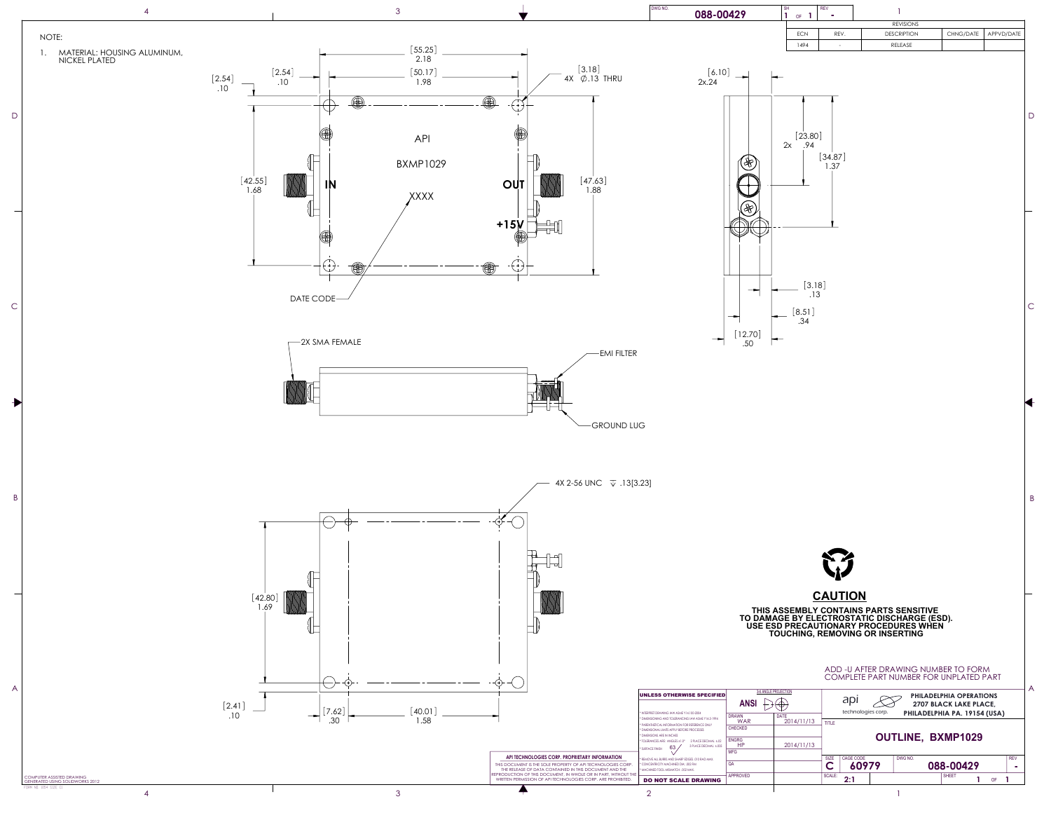NOTE:

1. MATERIAL: HOUSING ALUMINUM, NICKEL PLATED

| | | | | |
|---|---|---|---|---|
| REVISIONS | | | | |
| ECN | REV. | DESCRIPTION | CHNG/DATE | APPVD/DATE |
| 1494 | - | RELEASE | | |

[55.25] 2.18

[50.17] 1.98

[2.54] .10

[2.54] .10

[3.18] 4X ∅.13 THRU

API

BXMP1029

XXXX

IN

OUT

+15V

[42.55] 1.68

[47.63] 1.88

DATE CODE

[6.10] 2x.24

[23.80] 2x .94

[34.87] 1.37

[3.18] .13

[8.51] .34

[12.70] .50

2X SMA FEMALE

EMI FILTER

GROUND LUG

4X 2-56 UNC ⌵ .13[3.23]

[42.80] 1.69

[2.41] .10

[7.62] .30

[40.01] 1.58

## CAUTION

**THIS ASSEMBLY CONTAINS PARTS SENSITIVE TO DAMAGE BY ELECTROSTATIC DISCHARGE (ESD). USE ESD PRECAUTIONARY PROCEDURES WHEN TOUCHING, REMOVING OR INSERTING**

ADD -U AFTER DRAWING NUMBER TO FORM COMPLETE PART NUMBER FOR UNPLATED PART

**UNLESS OTHERWISE SPECIFIED**

- INTERPRET DRAWING IAW ASME Y14.100-2004
- DIMENSIONING AND TOLERANCING IAW ASME Y14.5-1994
- PARENTHETICAL INFORMATION FOR REFERENCE ONLY
- DIMENSIONAL LIMITS APPLY BEFORE PROCESSES
- DIMENSIONS ARE IN INCHES
- TOLERANCES ARE: ANGLES ±1.0° 2 PLACE DECIMAL ±.02 3 PLACE DECIMAL ±.005
- SURFACE FINISH 63
- REMOVE ALL BURRS AND SHARP EDGES .010 RAD MAX
- CONCENTRICITY MACHINED DIA .005 FIM
- MACHINED TOOL MISMATCH .002 MAX.

**DO NOT SCALE DRAWING**

3rd ANGLE PROJECTION ANSI

| | | |
|---|---|---|
| DRAWN | WAR | DATE 2014/11/13 |
| CHECKED | | |
| ENGRG | HP | 2014/11/13 |
| MFG | | |
| QA | | |
| APPROVED | | |

**API TECHNOLOGIES CORP. PROPRIETARY INFORMATION**
THIS DOCUMENT IS THE SOLE PROPERTY OF API TECHNOLOGIES CORP. THE RELEASE OF DATA CONTAINED IN THIS DOCUMENT AND THE REPRODUCTION OF THIS DOCUMENT, IN WHOLE OR IN PART, WITHOUT THE WRITTEN PERMISSION OF API TECHNOLOGIES CORP. ARE PROHIBITED.

api technologies corp.

**PHILADELPHIA OPERATIONS**
**2707 BLACK LAKE PLACE,**
**PHILADELPHIA PA. 19154 (USA)**

TITLE

**OUTLINE, BXMP1029**

| SIZE | CAGE CODE | DWG NO. | REV |
|---|---|---|---|
| C | 60979 | 088-00429 | - |
| SCALE: 2:1 | | SHEET 1 OF 1 | |

COMPUTER ASSISTED DRAWING GENERATED USING SOLIDWORKS 2012